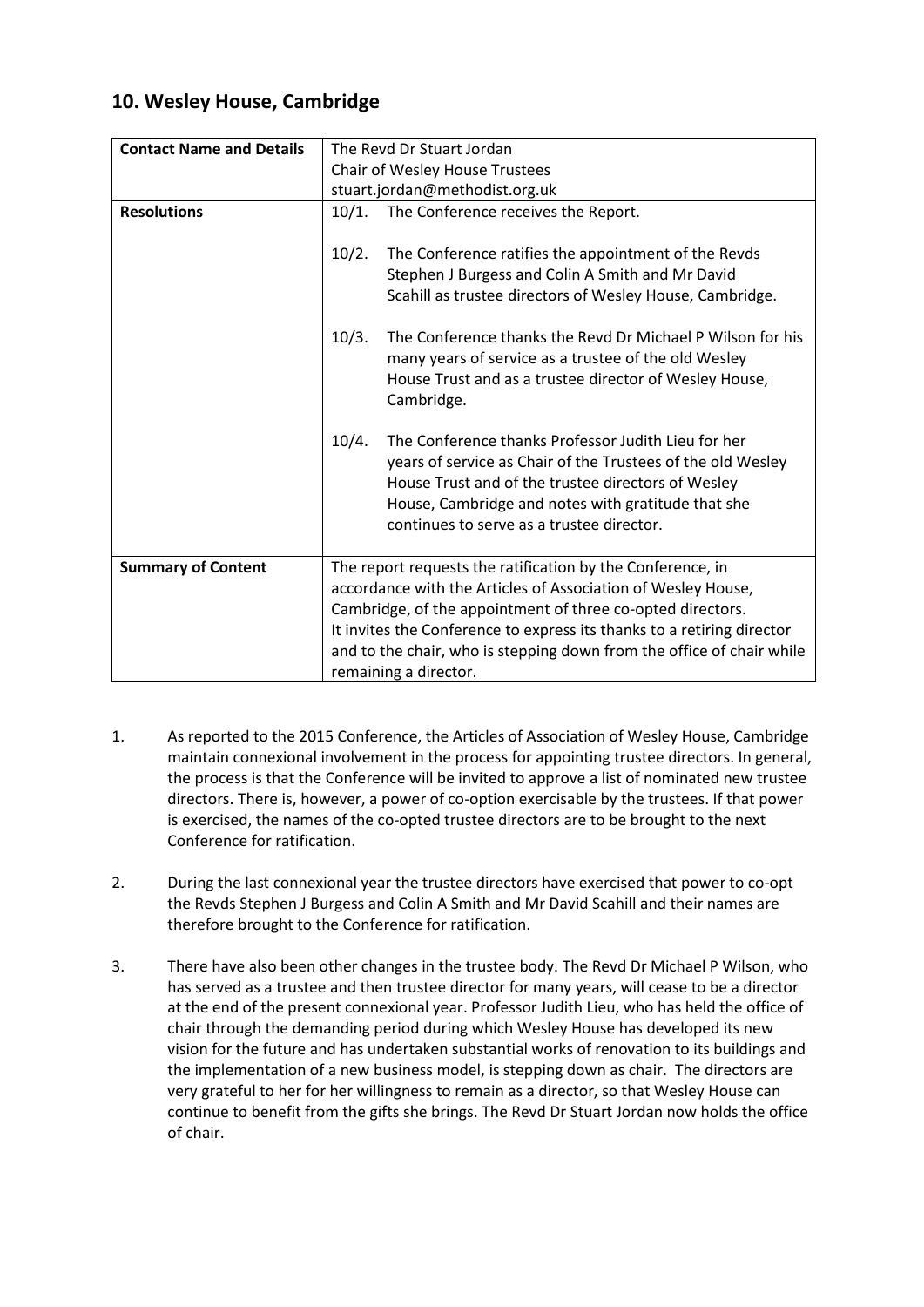## 10. Wesley House, Cambridge

| **Contact Name and Details** | The Revd Dr Stuart Jordan<br>Chair of Wesley House Trustees<br>stuart.jordan@methodist.org.uk |
|---|---|
| **Resolutions** | 10/1. The Conference receives the Report.<br><br>10/2. The Conference ratifies the appointment of the Revds Stephen J Burgess and Colin A Smith and Mr David Scahill as trustee directors of Wesley House, Cambridge.<br><br>10/3. The Conference thanks the Revd Dr Michael P Wilson for his many years of service as a trustee of the old Wesley House Trust and as a trustee director of Wesley House, Cambridge.<br><br>10/4. The Conference thanks Professor Judith Lieu for her years of service as Chair of the Trustees of the old Wesley House Trust and of the trustee directors of Wesley House, Cambridge and notes with gratitude that she continues to serve as a trustee director. |
| **Summary of Content** | The report requests the ratification by the Conference, in accordance with the Articles of Association of Wesley House, Cambridge, of the appointment of three co-opted directors.<br>It invites the Conference to express its thanks to a retiring director and to the chair, who is stepping down from the office of chair while remaining a director. |

1. As reported to the 2015 Conference, the Articles of Association of Wesley House, Cambridge maintain connexional involvement in the process for appointing trustee directors. In general, the process is that the Conference will be invited to approve a list of nominated new trustee directors. There is, however, a power of co-option exercisable by the trustees. If that power is exercised, the names of the co-opted trustee directors are to be brought to the next Conference for ratification.

2. During the last connexional year the trustee directors have exercised that power to co-opt the Revds Stephen J Burgess and Colin A Smith and Mr David Scahill and their names are therefore brought to the Conference for ratification.

3. There have also been other changes in the trustee body. The Revd Dr Michael P Wilson, who has served as a trustee and then trustee director for many years, will cease to be a director at the end of the present connexional year. Professor Judith Lieu, who has held the office of chair through the demanding period during which Wesley House has developed its new vision for the future and has undertaken substantial works of renovation to its buildings and the implementation of a new business model, is stepping down as chair. The directors are very grateful to her for her willingness to remain as a director, so that Wesley House can continue to benefit from the gifts she brings. The Revd Dr Stuart Jordan now holds the office of chair.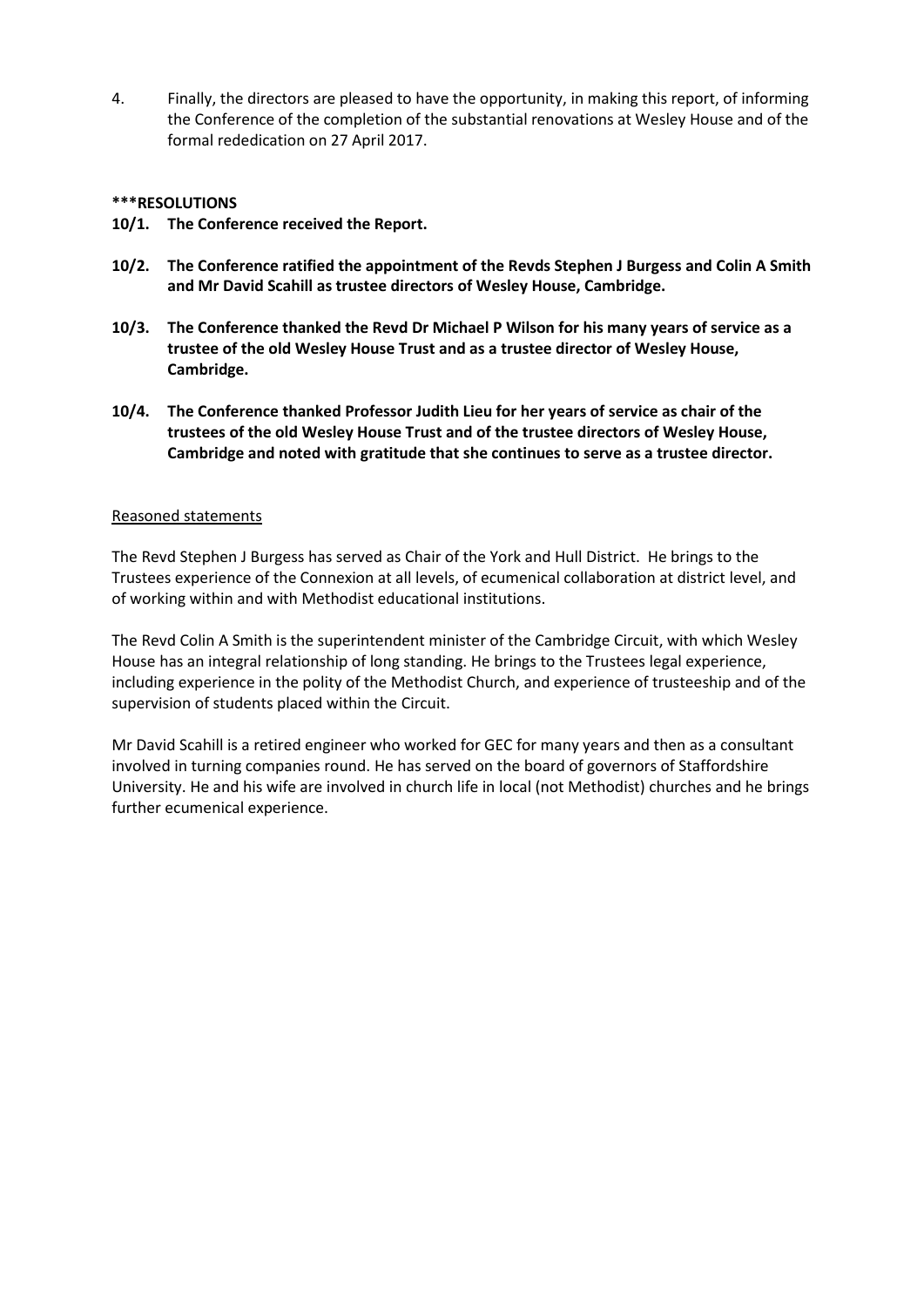4. Finally, the directors are pleased to have the opportunity, in making this report, of informing the Conference of the completion of the substantial renovations at Wesley House and of the formal rededication on 27 April 2017.

**\*\*\*RESOLUTIONS**

**10/1. The Conference received the Report.**

**10/2. The Conference ratified the appointment of the Revds Stephen J Burgess and Colin A Smith and Mr David Scahill as trustee directors of Wesley House, Cambridge.**

**10/3. The Conference thanked the Revd Dr Michael P Wilson for his many years of service as a trustee of the old Wesley House Trust and as a trustee director of Wesley House, Cambridge.**

**10/4. The Conference thanked Professor Judith Lieu for her years of service as chair of the trustees of the old Wesley House Trust and of the trustee directors of Wesley House, Cambridge and noted with gratitude that she continues to serve as a trustee director.**

<u>Reasoned statements</u>

The Revd Stephen J Burgess has served as Chair of the York and Hull District. He brings to the Trustees experience of the Connexion at all levels, of ecumenical collaboration at district level, and of working within and with Methodist educational institutions.

The Revd Colin A Smith is the superintendent minister of the Cambridge Circuit, with which Wesley House has an integral relationship of long standing. He brings to the Trustees legal experience, including experience in the polity of the Methodist Church, and experience of trusteeship and of the supervision of students placed within the Circuit.

Mr David Scahill is a retired engineer who worked for GEC for many years and then as a consultant involved in turning companies round. He has served on the board of governors of Staffordshire University. He and his wife are involved in church life in local (not Methodist) churches and he brings further ecumenical experience.